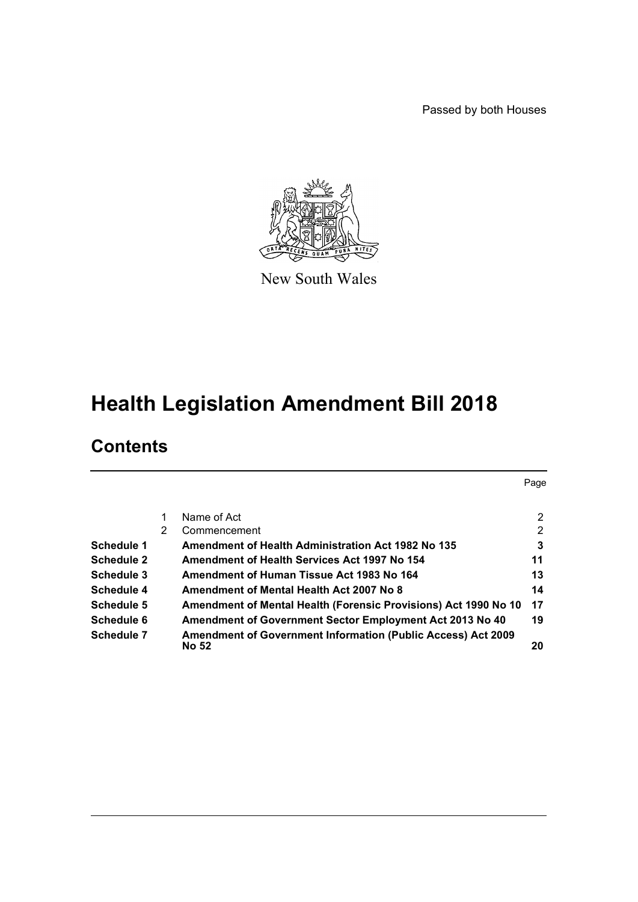Passed by both Houses

New South Wales

# Health Legislation Amendment Bill 2018

## Contents

| | | | Page |
|---|---|---|---|
| | 1 | Name of Act | 2 |
| | 2 | Commencement | 2 |
| **Schedule 1** | | **Amendment of Health Administration Act 1982 No 135** | **3** |
| **Schedule 2** | | **Amendment of Health Services Act 1997 No 154** | **11** |
| **Schedule 3** | | **Amendment of Human Tissue Act 1983 No 164** | **13** |
| **Schedule 4** | | **Amendment of Mental Health Act 2007 No 8** | **14** |
| **Schedule 5** | | **Amendment of Mental Health (Forensic Provisions) Act 1990 No 10** | **17** |
| **Schedule 6** | | **Amendment of Government Sector Employment Act 2013 No 40** | **19** |
| **Schedule 7** | | **Amendment of Government Information (Public Access) Act 2009 No 52** | **20** |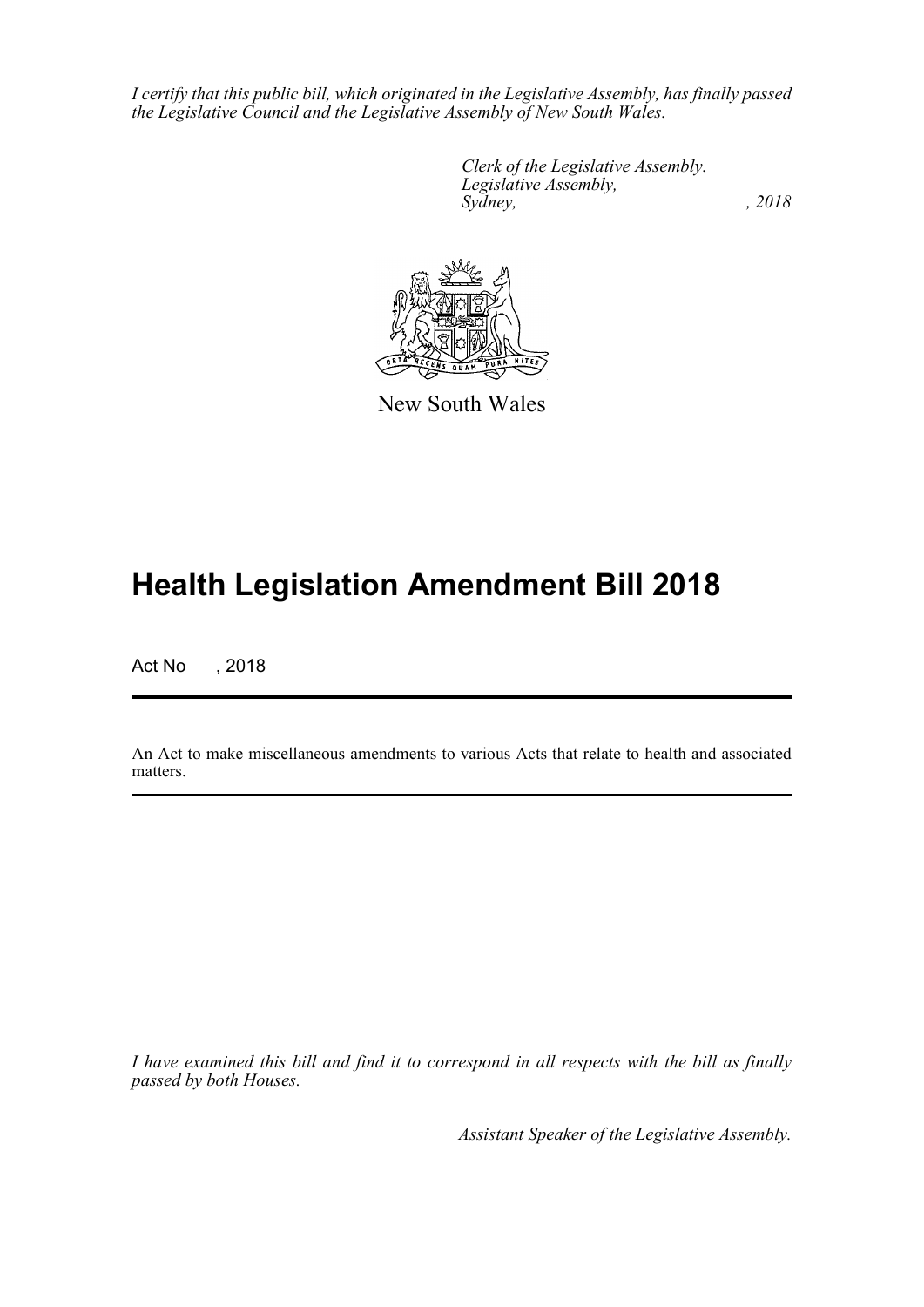*I certify that this public bill, which originated in the Legislative Assembly, has finally passed the Legislative Council and the Legislative Assembly of New South Wales.*

*Clerk of the Legislative Assembly.*
*Legislative Assembly,*
*Sydney, , 2018*

New South Wales

# Health Legislation Amendment Bill 2018

Act No , 2018

An Act to make miscellaneous amendments to various Acts that relate to health and associated matters.

*I have examined this bill and find it to correspond in all respects with the bill as finally passed by both Houses.*

*Assistant Speaker of the Legislative Assembly.*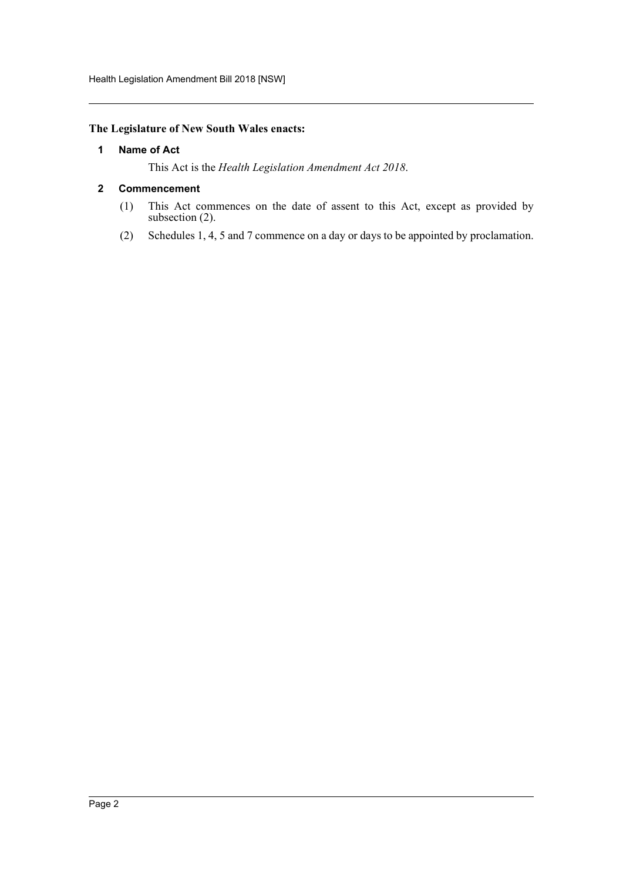**The Legislature of New South Wales enacts:**

## 1 Name of Act

This Act is the *Health Legislation Amendment Act 2018*.

## 2 Commencement

(1) This Act commences on the date of assent to this Act, except as provided by subsection (2).

(2) Schedules 1, 4, 5 and 7 commence on a day or days to be appointed by proclamation.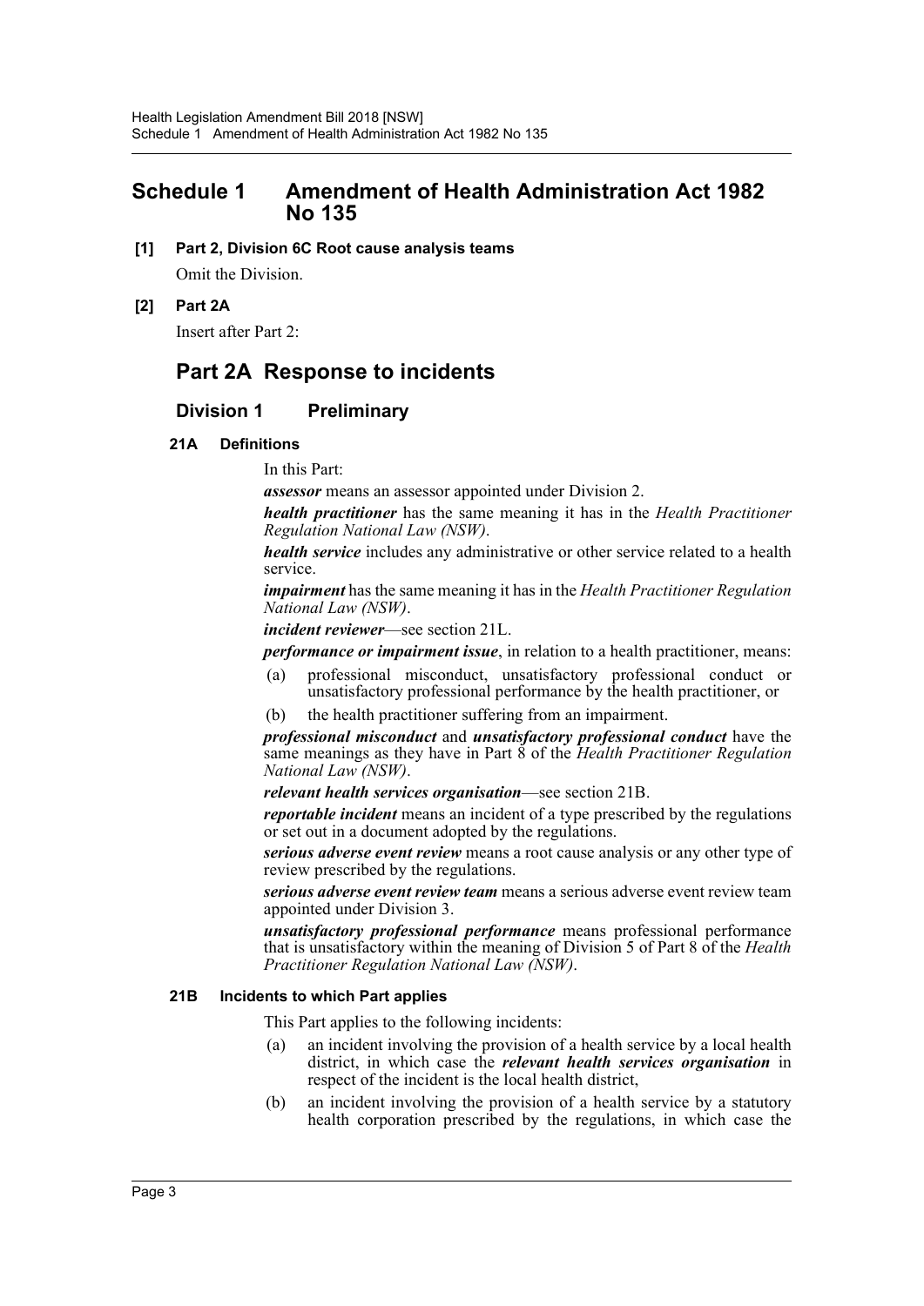# Schedule 1 Amendment of Health Administration Act 1982 No 135

**[1] Part 2, Division 6C Root cause analysis teams**

Omit the Division.

**[2] Part 2A**

Insert after Part 2:

## Part 2A Response to incidents

### Division 1 Preliminary

**21A Definitions**

In this Part:

***assessor*** means an assessor appointed under Division 2.

***health practitioner*** has the same meaning it has in the *Health Practitioner Regulation National Law (NSW)*.

***health service*** includes any administrative or other service related to a health service.

***impairment*** has the same meaning it has in the *Health Practitioner Regulation National Law (NSW)*.

***incident reviewer***—see section 21L.

***performance or impairment issue***, in relation to a health practitioner, means:

(a) professional misconduct, unsatisfactory professional conduct or unsatisfactory professional performance by the health practitioner, or

(b) the health practitioner suffering from an impairment.

***professional misconduct*** and ***unsatisfactory professional conduct*** have the same meanings as they have in Part 8 of the *Health Practitioner Regulation National Law (NSW)*.

***relevant health services organisation***—see section 21B.

***reportable incident*** means an incident of a type prescribed by the regulations or set out in a document adopted by the regulations.

***serious adverse event review*** means a root cause analysis or any other type of review prescribed by the regulations.

***serious adverse event review team*** means a serious adverse event review team appointed under Division 3.

***unsatisfactory professional performance*** means professional performance that is unsatisfactory within the meaning of Division 5 of Part 8 of the *Health Practitioner Regulation National Law (NSW)*.

**21B Incidents to which Part applies**

This Part applies to the following incidents:

(a) an incident involving the provision of a health service by a local health district, in which case the ***relevant health services organisation*** in respect of the incident is the local health district,

(b) an incident involving the provision of a health service by a statutory health corporation prescribed by the regulations, in which case the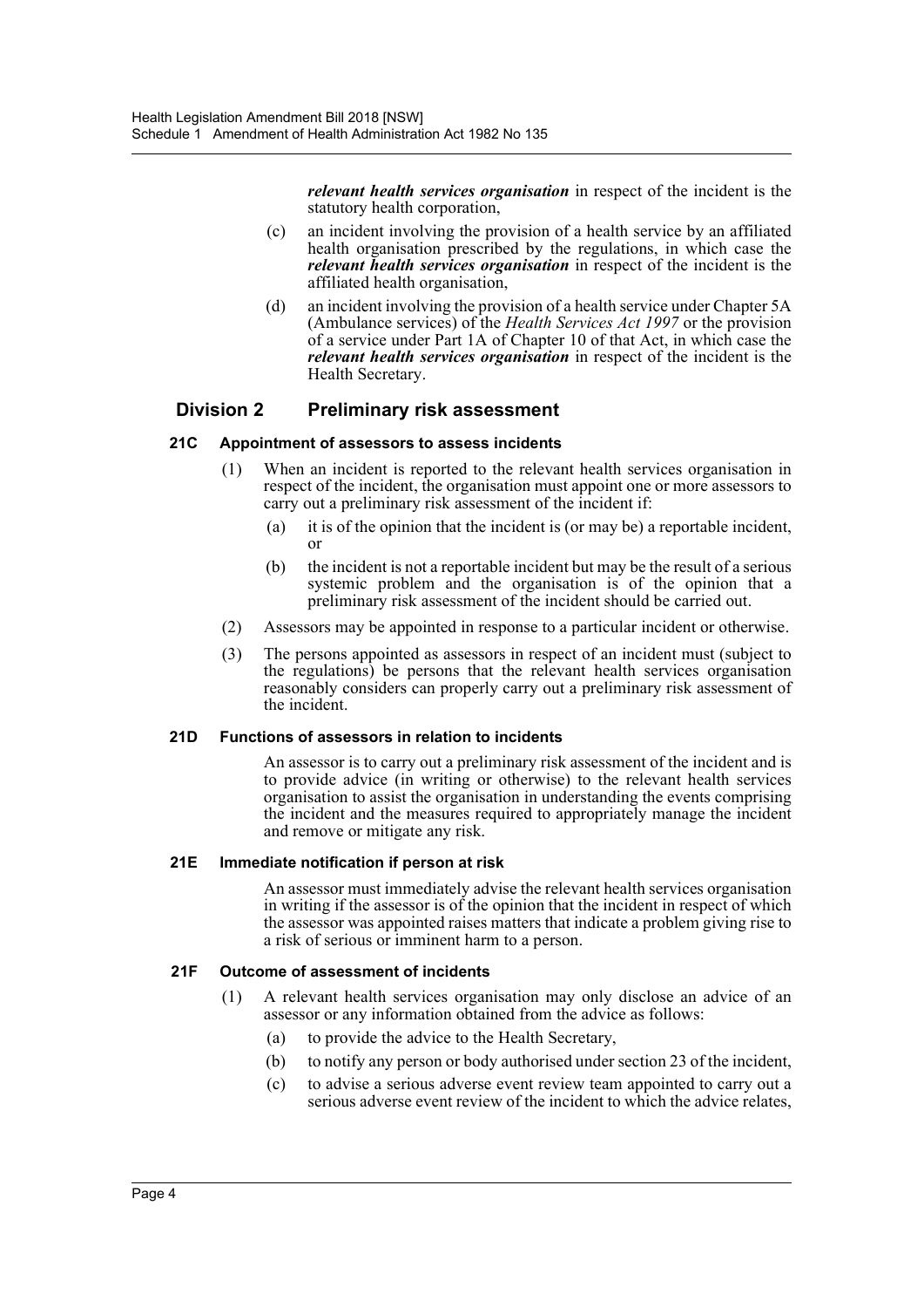***relevant health services organisation*** in respect of the incident is the statutory health corporation,

(c) an incident involving the provision of a health service by an affiliated health organisation prescribed by the regulations, in which case the ***relevant health services organisation*** in respect of the incident is the affiliated health organisation,

(d) an incident involving the provision of a health service under Chapter 5A (Ambulance services) of the *Health Services Act 1997* or the provision of a service under Part 1A of Chapter 10 of that Act, in which case the ***relevant health services organisation*** in respect of the incident is the Health Secretary.

## Division 2 Preliminary risk assessment

### 21C Appointment of assessors to assess incidents

(1) When an incident is reported to the relevant health services organisation in respect of the incident, the organisation must appoint one or more assessors to carry out a preliminary risk assessment of the incident if:

(a) it is of the opinion that the incident is (or may be) a reportable incident, or

(b) the incident is not a reportable incident but may be the result of a serious systemic problem and the organisation is of the opinion that a preliminary risk assessment of the incident should be carried out.

(2) Assessors may be appointed in response to a particular incident or otherwise.

(3) The persons appointed as assessors in respect of an incident must (subject to the regulations) be persons that the relevant health services organisation reasonably considers can properly carry out a preliminary risk assessment of the incident.

### 21D Functions of assessors in relation to incidents

An assessor is to carry out a preliminary risk assessment of the incident and is to provide advice (in writing or otherwise) to the relevant health services organisation to assist the organisation in understanding the events comprising the incident and the measures required to appropriately manage the incident and remove or mitigate any risk.

### 21E Immediate notification if person at risk

An assessor must immediately advise the relevant health services organisation in writing if the assessor is of the opinion that the incident in respect of which the assessor was appointed raises matters that indicate a problem giving rise to a risk of serious or imminent harm to a person.

### 21F Outcome of assessment of incidents

(1) A relevant health services organisation may only disclose an advice of an assessor or any information obtained from the advice as follows:

(a) to provide the advice to the Health Secretary,

(b) to notify any person or body authorised under section 23 of the incident,

(c) to advise a serious adverse event review team appointed to carry out a serious adverse event review of the incident to which the advice relates,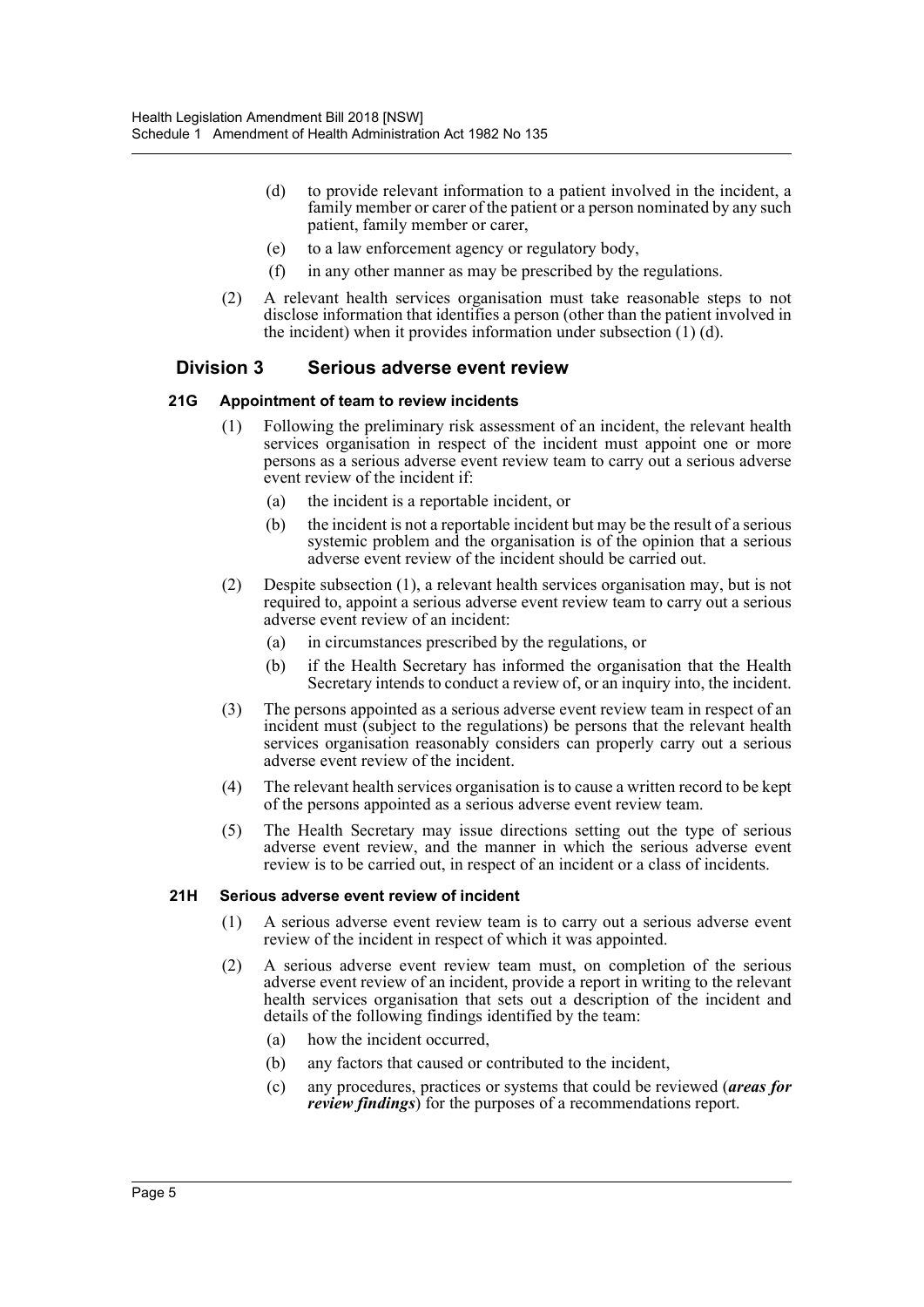(d) to provide relevant information to a patient involved in the incident, a family member or carer of the patient or a person nominated by any such patient, family member or carer,

(e) to a law enforcement agency or regulatory body,

(f) in any other manner as may be prescribed by the regulations.

(2) A relevant health services organisation must take reasonable steps to not disclose information that identifies a person (other than the patient involved in the incident) when it provides information under subsection (1) (d).

## Division 3 Serious adverse event review

### 21G Appointment of team to review incidents

(1) Following the preliminary risk assessment of an incident, the relevant health services organisation in respect of the incident must appoint one or more persons as a serious adverse event review team to carry out a serious adverse event review of the incident if:

(a) the incident is a reportable incident, or

(b) the incident is not a reportable incident but may be the result of a serious systemic problem and the organisation is of the opinion that a serious adverse event review of the incident should be carried out.

(2) Despite subsection (1), a relevant health services organisation may, but is not required to, appoint a serious adverse event review team to carry out a serious adverse event review of an incident:

(a) in circumstances prescribed by the regulations, or

(b) if the Health Secretary has informed the organisation that the Health Secretary intends to conduct a review of, or an inquiry into, the incident.

(3) The persons appointed as a serious adverse event review team in respect of an incident must (subject to the regulations) be persons that the relevant health services organisation reasonably considers can properly carry out a serious adverse event review of the incident.

(4) The relevant health services organisation is to cause a written record to be kept of the persons appointed as a serious adverse event review team.

(5) The Health Secretary may issue directions setting out the type of serious adverse event review, and the manner in which the serious adverse event review is to be carried out, in respect of an incident or a class of incidents.

### 21H Serious adverse event review of incident

(1) A serious adverse event review team is to carry out a serious adverse event review of the incident in respect of which it was appointed.

(2) A serious adverse event review team must, on completion of the serious adverse event review of an incident, provide a report in writing to the relevant health services organisation that sets out a description of the incident and details of the following findings identified by the team:

(a) how the incident occurred,

(b) any factors that caused or contributed to the incident,

(c) any procedures, practices or systems that could be reviewed (***areas for review findings***) for the purposes of a recommendations report.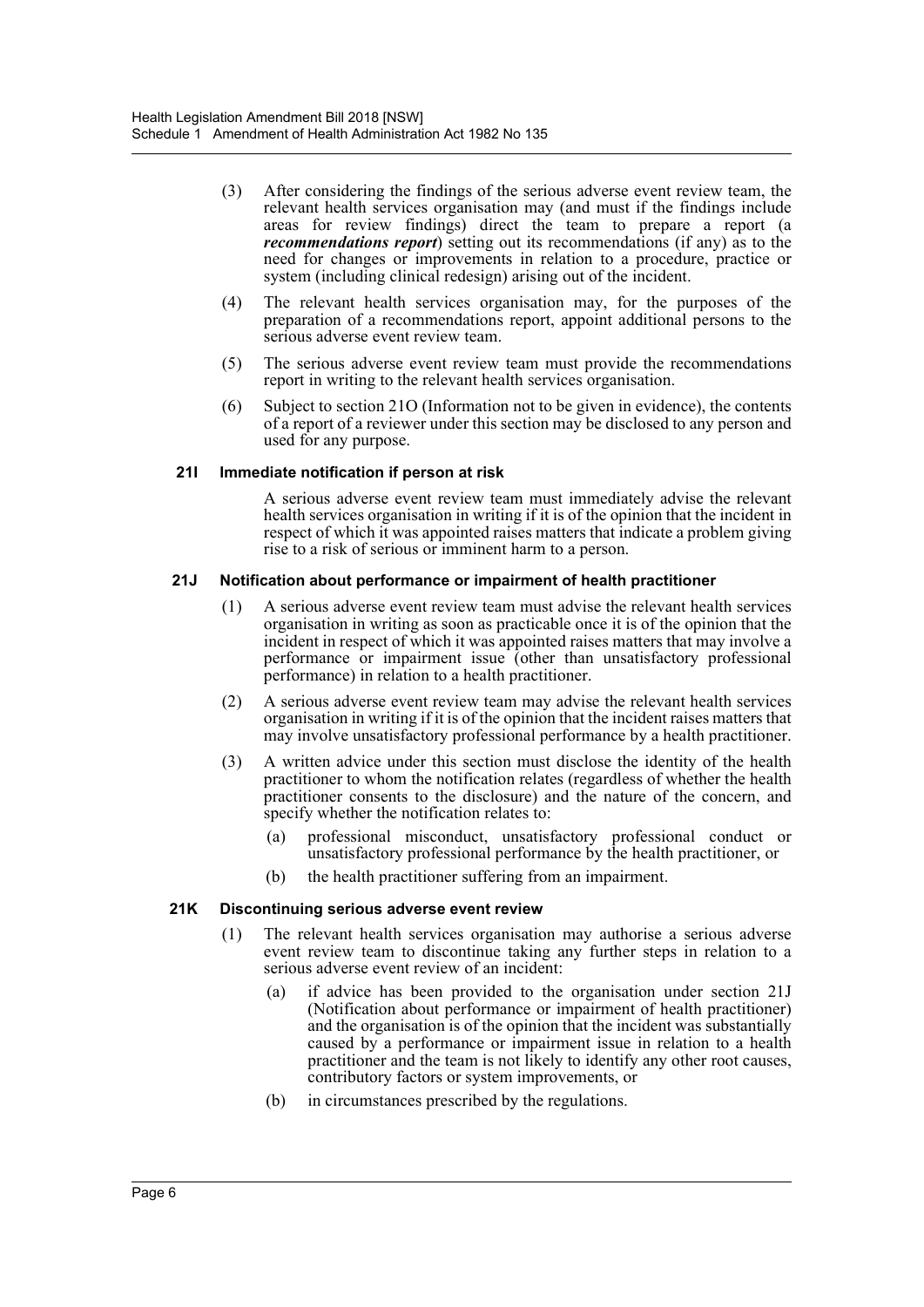(3) After considering the findings of the serious adverse event review team, the relevant health services organisation may (and must if the findings include areas for review findings) direct the team to prepare a report (a ***recommendations report***) setting out its recommendations (if any) as to the need for changes or improvements in relation to a procedure, practice or system (including clinical redesign) arising out of the incident.

(4) The relevant health services organisation may, for the purposes of the preparation of a recommendations report, appoint additional persons to the serious adverse event review team.

(5) The serious adverse event review team must provide the recommendations report in writing to the relevant health services organisation.

(6) Subject to section 21O (Information not to be given in evidence), the contents of a report of a reviewer under this section may be disclosed to any person and used for any purpose.

### 21I Immediate notification if person at risk

A serious adverse event review team must immediately advise the relevant health services organisation in writing if it is of the opinion that the incident in respect of which it was appointed raises matters that indicate a problem giving rise to a risk of serious or imminent harm to a person.

### 21J Notification about performance or impairment of health practitioner

(1) A serious adverse event review team must advise the relevant health services organisation in writing as soon as practicable once it is of the opinion that the incident in respect of which it was appointed raises matters that may involve a performance or impairment issue (other than unsatisfactory professional performance) in relation to a health practitioner.

(2) A serious adverse event review team may advise the relevant health services organisation in writing if it is of the opinion that the incident raises matters that may involve unsatisfactory professional performance by a health practitioner.

(3) A written advice under this section must disclose the identity of the health practitioner to whom the notification relates (regardless of whether the health practitioner consents to the disclosure) and the nature of the concern, and specify whether the notification relates to:

(a) professional misconduct, unsatisfactory professional conduct or unsatisfactory professional performance by the health practitioner, or

(b) the health practitioner suffering from an impairment.

### 21K Discontinuing serious adverse event review

(1) The relevant health services organisation may authorise a serious adverse event review team to discontinue taking any further steps in relation to a serious adverse event review of an incident:

(a) if advice has been provided to the organisation under section 21J (Notification about performance or impairment of health practitioner) and the organisation is of the opinion that the incident was substantially caused by a performance or impairment issue in relation to a health practitioner and the team is not likely to identify any other root causes, contributory factors or system improvements, or

(b) in circumstances prescribed by the regulations.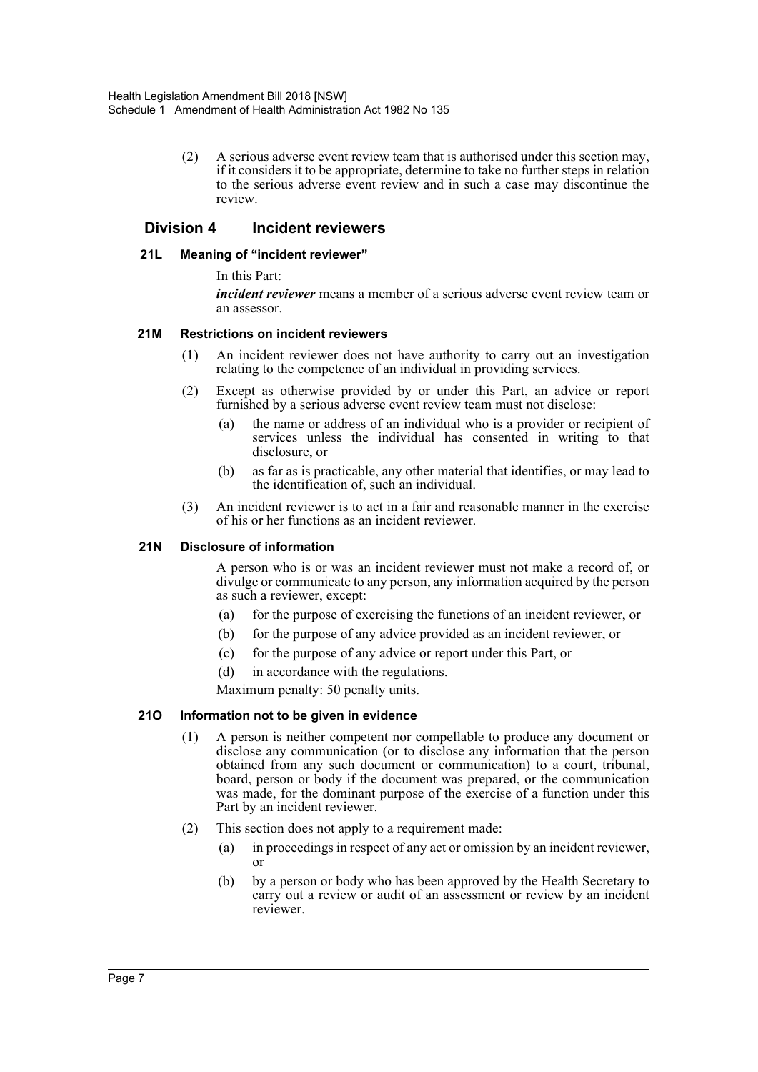(2) A serious adverse event review team that is authorised under this section may, if it considers it to be appropriate, determine to take no further steps in relation to the serious adverse event review and in such a case may discontinue the review.

## Division 4 Incident reviewers

### 21L Meaning of "incident reviewer"

In this Part:

***incident reviewer*** means a member of a serious adverse event review team or an assessor.

### 21M Restrictions on incident reviewers

(1) An incident reviewer does not have authority to carry out an investigation relating to the competence of an individual in providing services.

(2) Except as otherwise provided by or under this Part, an advice or report furnished by a serious adverse event review team must not disclose:

- (a) the name or address of an individual who is a provider or recipient of services unless the individual has consented in writing to that disclosure, or
- (b) as far as is practicable, any other material that identifies, or may lead to the identification of, such an individual.

(3) An incident reviewer is to act in a fair and reasonable manner in the exercise of his or her functions as an incident reviewer.

### 21N Disclosure of information

A person who is or was an incident reviewer must not make a record of, or divulge or communicate to any person, any information acquired by the person as such a reviewer, except:

- (a) for the purpose of exercising the functions of an incident reviewer, or
- (b) for the purpose of any advice provided as an incident reviewer, or
- (c) for the purpose of any advice or report under this Part, or
- (d) in accordance with the regulations.

Maximum penalty: 50 penalty units.

### 21O Information not to be given in evidence

(1) A person is neither competent nor compellable to produce any document or disclose any communication (or to disclose any information that the person obtained from any such document or communication) to a court, tribunal, board, person or body if the document was prepared, or the communication was made, for the dominant purpose of the exercise of a function under this Part by an incident reviewer.

(2) This section does not apply to a requirement made:

- (a) in proceedings in respect of any act or omission by an incident reviewer, or
- (b) by a person or body who has been approved by the Health Secretary to carry out a review or audit of an assessment or review by an incident reviewer.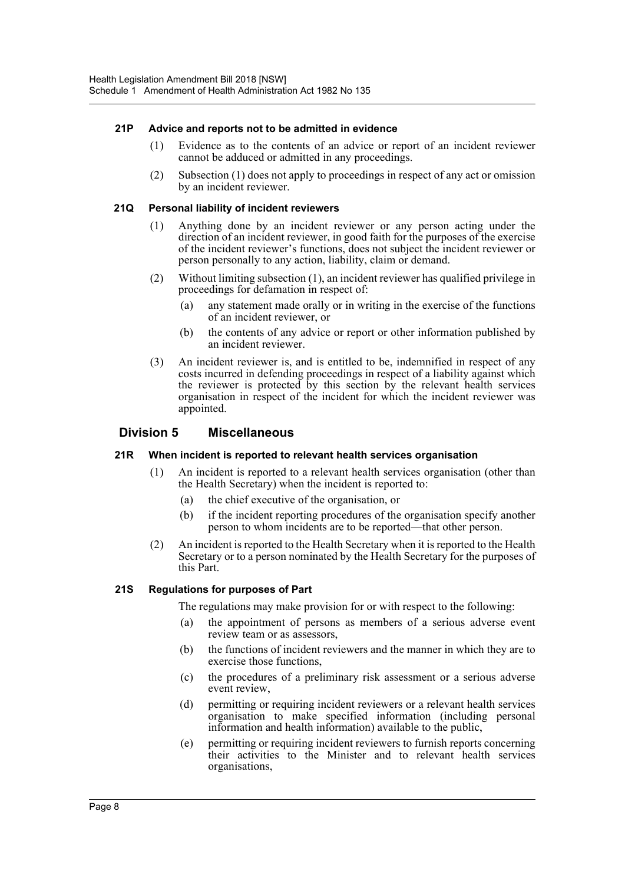#### 21P Advice and reports not to be admitted in evidence

(1) Evidence as to the contents of an advice or report of an incident reviewer cannot be adduced or admitted in any proceedings.

(2) Subsection (1) does not apply to proceedings in respect of any act or omission by an incident reviewer.

#### 21Q Personal liability of incident reviewers

(1) Anything done by an incident reviewer or any person acting under the direction of an incident reviewer, in good faith for the purposes of the exercise of the incident reviewer's functions, does not subject the incident reviewer or person personally to any action, liability, claim or demand.

(2) Without limiting subsection (1), an incident reviewer has qualified privilege in proceedings for defamation in respect of:

- (a) any statement made orally or in writing in the exercise of the functions of an incident reviewer, or
- (b) the contents of any advice or report or other information published by an incident reviewer.

(3) An incident reviewer is, and is entitled to be, indemnified in respect of any costs incurred in defending proceedings in respect of a liability against which the reviewer is protected by this section by the relevant health services organisation in respect of the incident for which the incident reviewer was appointed.

### Division 5 Miscellaneous

#### 21R When incident is reported to relevant health services organisation

(1) An incident is reported to a relevant health services organisation (other than the Health Secretary) when the incident is reported to:

- (a) the chief executive of the organisation, or
- (b) if the incident reporting procedures of the organisation specify another person to whom incidents are to be reported—that other person.

(2) An incident is reported to the Health Secretary when it is reported to the Health Secretary or to a person nominated by the Health Secretary for the purposes of this Part.

#### 21S Regulations for purposes of Part

The regulations may make provision for or with respect to the following:

- (a) the appointment of persons as members of a serious adverse event review team or as assessors,
- (b) the functions of incident reviewers and the manner in which they are to exercise those functions,
- (c) the procedures of a preliminary risk assessment or a serious adverse event review,
- (d) permitting or requiring incident reviewers or a relevant health services organisation to make specified information (including personal information and health information) available to the public,
- (e) permitting or requiring incident reviewers to furnish reports concerning their activities to the Minister and to relevant health services organisations,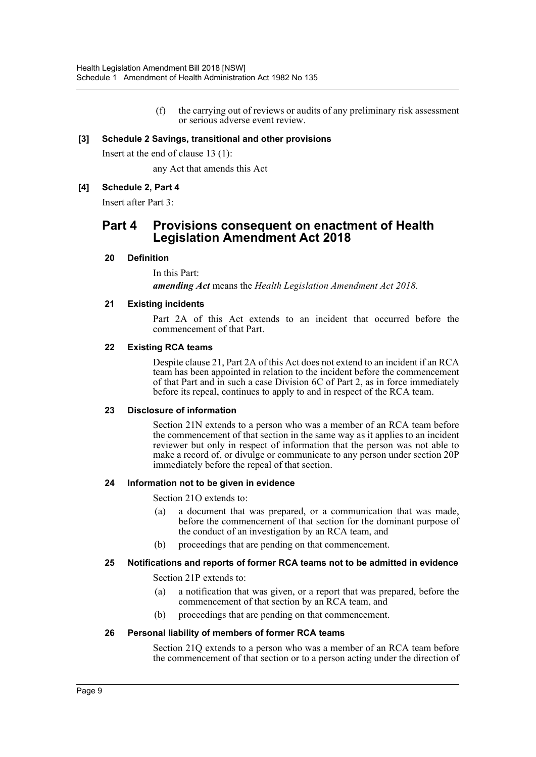(f) the carrying out of reviews or audits of any preliminary risk assessment or serious adverse event review.

**[3] Schedule 2 Savings, transitional and other provisions**

Insert at the end of clause 13 (1):

any Act that amends this Act

**[4] Schedule 2, Part 4**

Insert after Part 3:

## Part 4 Provisions consequent on enactment of Health Legislation Amendment Act 2018

### 20 Definition

In this Part:

***amending Act*** means the *Health Legislation Amendment Act 2018*.

### 21 Existing incidents

Part 2A of this Act extends to an incident that occurred before the commencement of that Part.

### 22 Existing RCA teams

Despite clause 21, Part 2A of this Act does not extend to an incident if an RCA team has been appointed in relation to the incident before the commencement of that Part and in such a case Division 6C of Part 2, as in force immediately before its repeal, continues to apply to and in respect of the RCA team.

### 23 Disclosure of information

Section 21N extends to a person who was a member of an RCA team before the commencement of that section in the same way as it applies to an incident reviewer but only in respect of information that the person was not able to make a record of, or divulge or communicate to any person under section 20P immediately before the repeal of that section.

### 24 Information not to be given in evidence

Section 21O extends to:

(a) a document that was prepared, or a communication that was made, before the commencement of that section for the dominant purpose of the conduct of an investigation by an RCA team, and

(b) proceedings that are pending on that commencement.

### 25 Notifications and reports of former RCA teams not to be admitted in evidence

Section 21P extends to:

(a) a notification that was given, or a report that was prepared, before the commencement of that section by an RCA team, and

(b) proceedings that are pending on that commencement.

### 26 Personal liability of members of former RCA teams

Section 21Q extends to a person who was a member of an RCA team before the commencement of that section or to a person acting under the direction of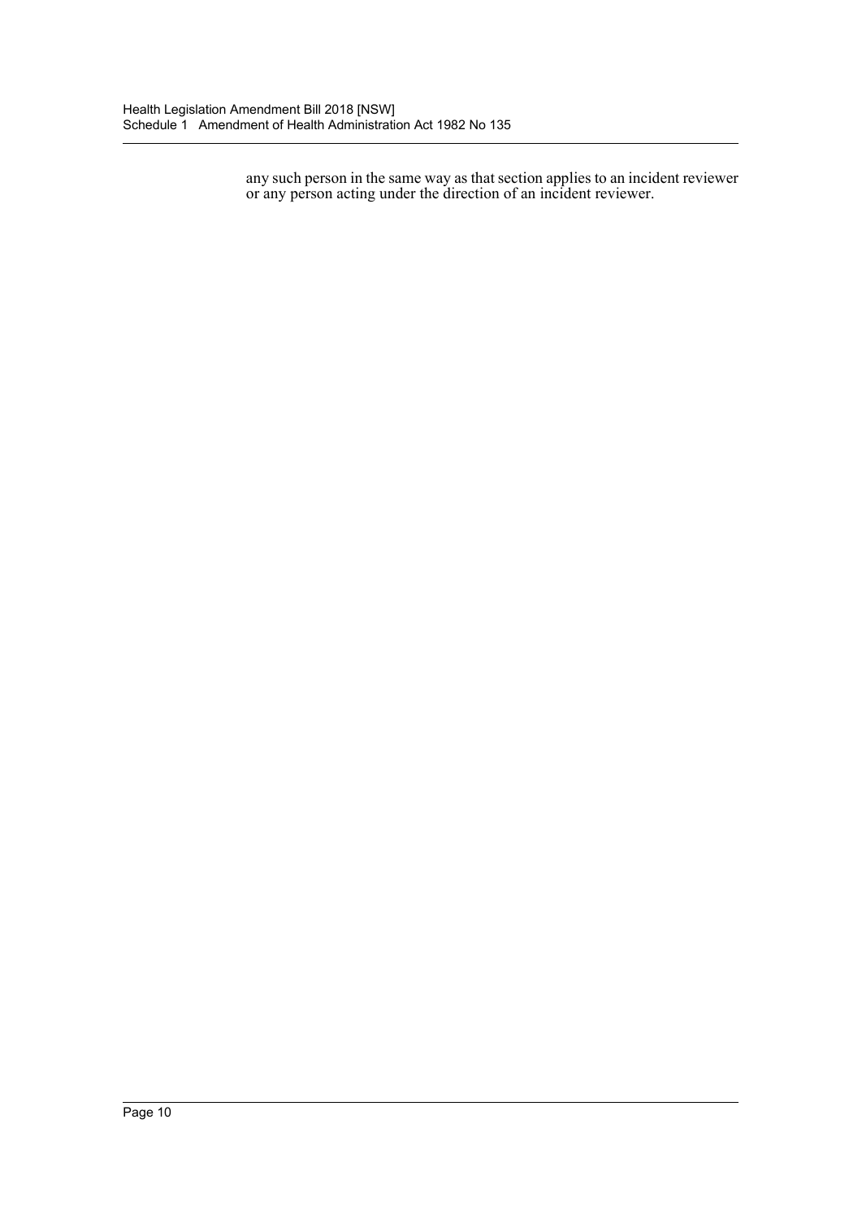any such person in the same way as that section applies to an incident reviewer or any person acting under the direction of an incident reviewer.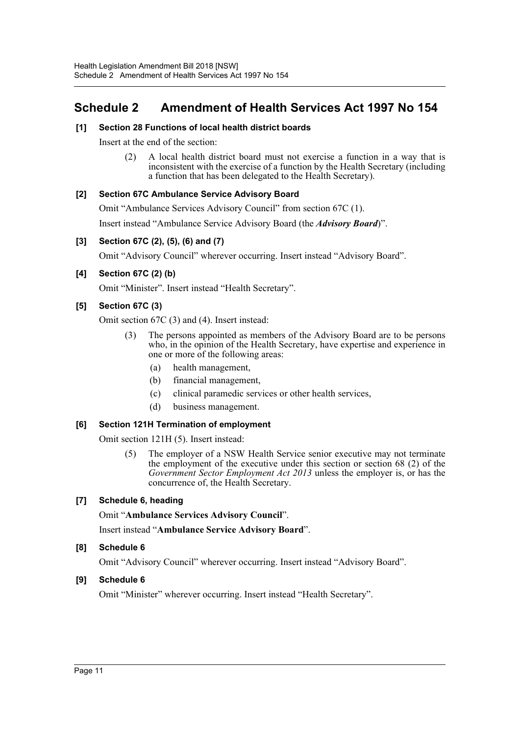# Schedule 2 Amendment of Health Services Act 1997 No 154

### [1] Section 28 Functions of local health district boards

Insert at the end of the section:

> (2) A local health district board must not exercise a function in a way that is inconsistent with the exercise of a function by the Health Secretary (including a function that has been delegated to the Health Secretary).

### [2] Section 67C Ambulance Service Advisory Board

Omit "Ambulance Services Advisory Council" from section 67C (1).

Insert instead "Ambulance Service Advisory Board (the ***Advisory Board***)".

### [3] Section 67C (2), (5), (6) and (7)

Omit "Advisory Council" wherever occurring. Insert instead "Advisory Board".

### [4] Section 67C (2) (b)

Omit "Minister". Insert instead "Health Secretary".

### [5] Section 67C (3)

Omit section 67C (3) and (4). Insert instead:

> (3) The persons appointed as members of the Advisory Board are to be persons who, in the opinion of the Health Secretary, have expertise and experience in one or more of the following areas:
>
> (a) health management,
>
> (b) financial management,
>
> (c) clinical paramedic services or other health services,
>
> (d) business management.

### [6] Section 121H Termination of employment

Omit section 121H (5). Insert instead:

> (5) The employer of a NSW Health Service senior executive may not terminate the employment of the executive under this section or section 68 (2) of the *Government Sector Employment Act 2013* unless the employer is, or has the concurrence of, the Health Secretary.

### [7] Schedule 6, heading

Omit "**Ambulance Services Advisory Council**".

Insert instead "**Ambulance Service Advisory Board**".

### [8] Schedule 6

Omit "Advisory Council" wherever occurring. Insert instead "Advisory Board".

### [9] Schedule 6

Omit "Minister" wherever occurring. Insert instead "Health Secretary".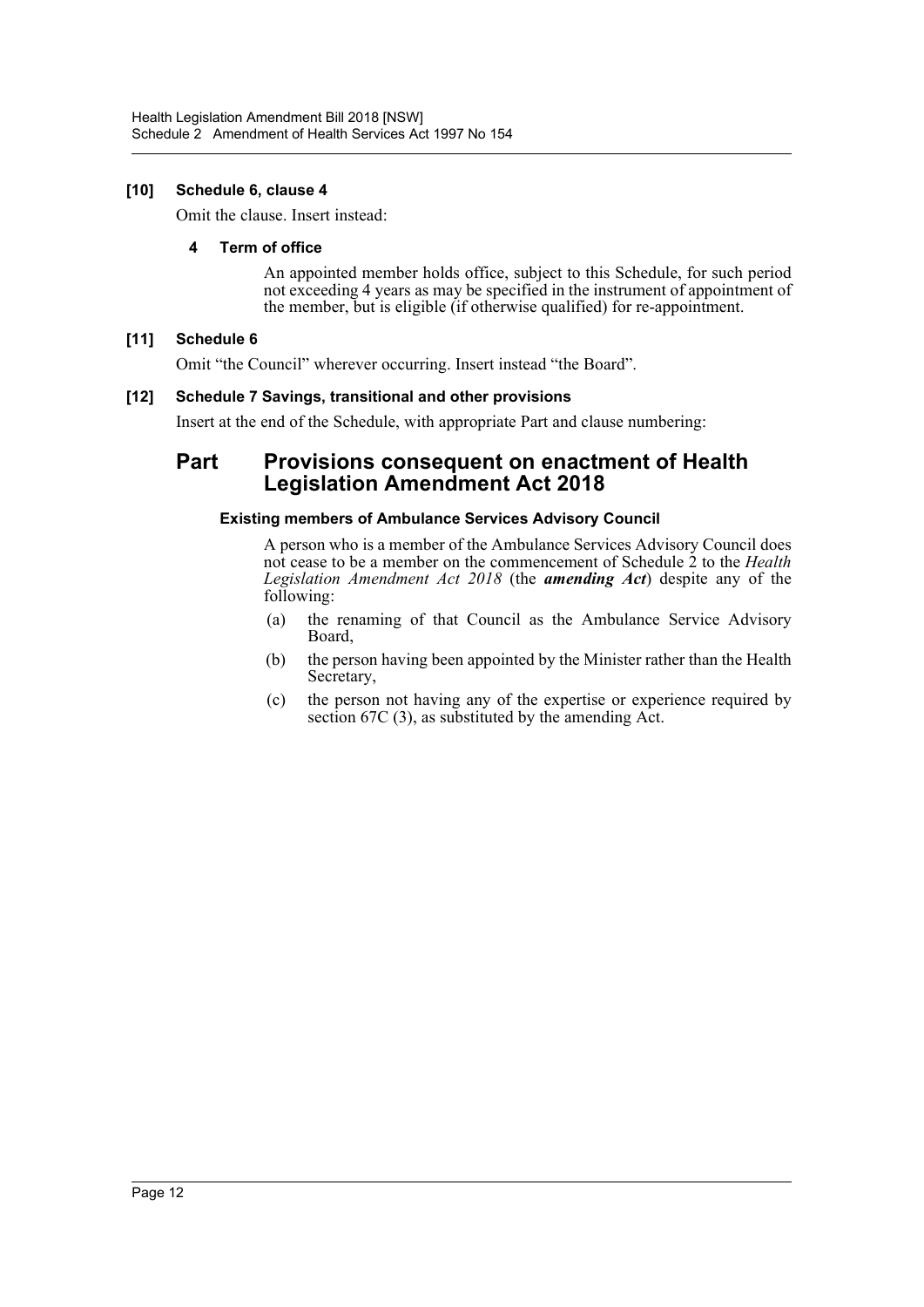**[10] Schedule 6, clause 4**

Omit the clause. Insert instead:

**4 Term of office**

An appointed member holds office, subject to this Schedule, for such period not exceeding 4 years as may be specified in the instrument of appointment of the member, but is eligible (if otherwise qualified) for re-appointment.

**[11] Schedule 6**

Omit "the Council" wherever occurring. Insert instead "the Board".

**[12] Schedule 7 Savings, transitional and other provisions**

Insert at the end of the Schedule, with appropriate Part and clause numbering:

## Part Provisions consequent on enactment of Health Legislation Amendment Act 2018

**Existing members of Ambulance Services Advisory Council**

A person who is a member of the Ambulance Services Advisory Council does not cease to be a member on the commencement of Schedule 2 to the *Health Legislation Amendment Act 2018* (the ***amending Act***) despite any of the following:

(a) the renaming of that Council as the Ambulance Service Advisory Board,

(b) the person having been appointed by the Minister rather than the Health Secretary,

(c) the person not having any of the expertise or experience required by section 67C (3), as substituted by the amending Act.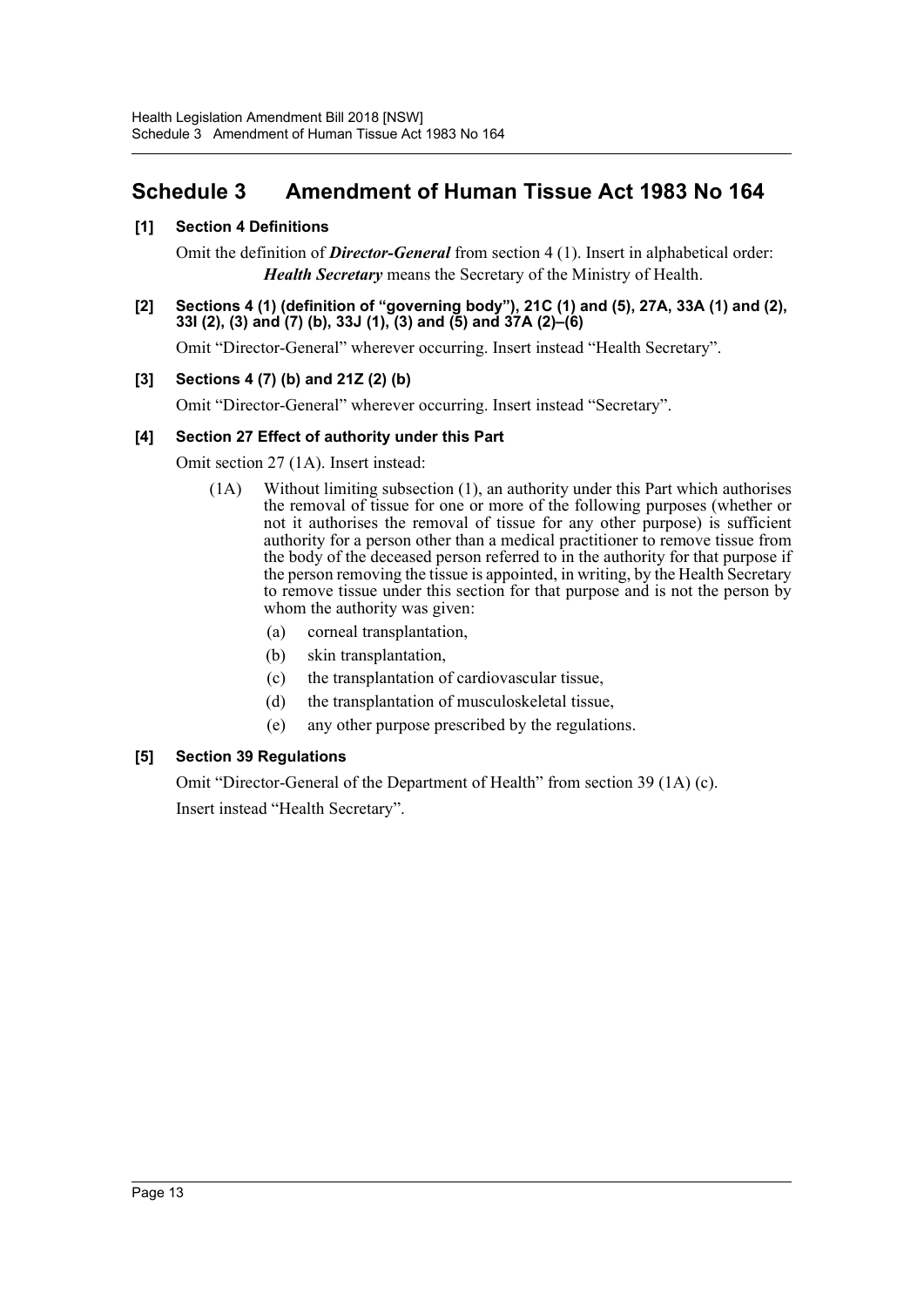# Schedule 3 Amendment of Human Tissue Act 1983 No 164

## [1] Section 4 Definitions

Omit the definition of ***Director-General*** from section 4 (1). Insert in alphabetical order:

***Health Secretary*** means the Secretary of the Ministry of Health.

## [2] Sections 4 (1) (definition of "governing body"), 21C (1) and (5), 27A, 33A (1) and (2), 33I (2), (3) and (7) (b), 33J (1), (3) and (5) and 37A (2)–(6)

Omit "Director-General" wherever occurring. Insert instead "Health Secretary".

## [3] Sections 4 (7) (b) and 21Z (2) (b)

Omit "Director-General" wherever occurring. Insert instead "Secretary".

## [4] Section 27 Effect of authority under this Part

Omit section 27 (1A). Insert instead:

(1A) Without limiting subsection (1), an authority under this Part which authorises the removal of tissue for one or more of the following purposes (whether or not it authorises the removal of tissue for any other purpose) is sufficient authority for a person other than a medical practitioner to remove tissue from the body of the deceased person referred to in the authority for that purpose if the person removing the tissue is appointed, in writing, by the Health Secretary to remove tissue under this section for that purpose and is not the person by whom the authority was given:

- (a) corneal transplantation,
- (b) skin transplantation,
- (c) the transplantation of cardiovascular tissue,
- (d) the transplantation of musculoskeletal tissue,
- (e) any other purpose prescribed by the regulations.

## [5] Section 39 Regulations

Omit "Director-General of the Department of Health" from section 39 (1A) (c).

Insert instead "Health Secretary".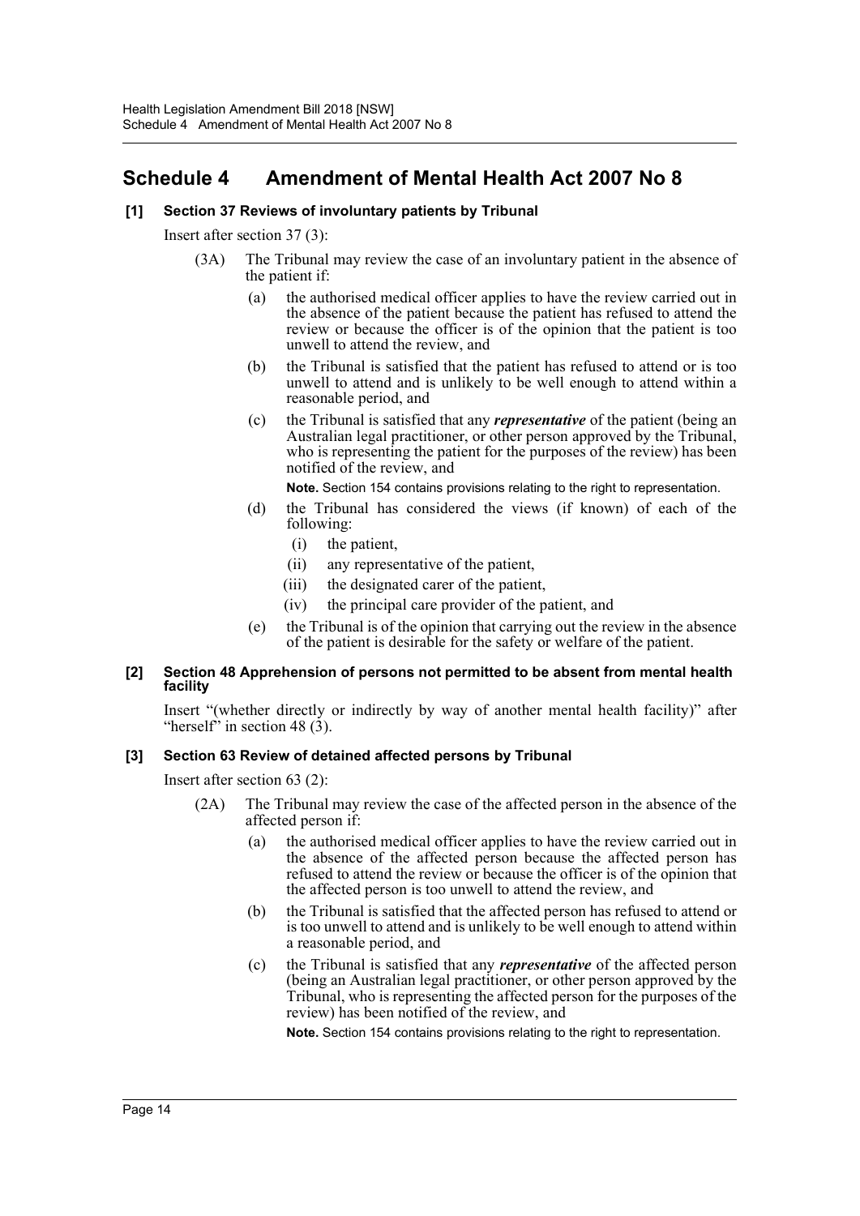# Schedule 4 Amendment of Mental Health Act 2007 No 8

### [1] Section 37 Reviews of involuntary patients by Tribunal

Insert after section 37 (3):

(3A) The Tribunal may review the case of an involuntary patient in the absence of the patient if:

(a) the authorised medical officer applies to have the review carried out in the absence of the patient because the patient has refused to attend the review or because the officer is of the opinion that the patient is too unwell to attend the review, and

(b) the Tribunal is satisfied that the patient has refused to attend or is too unwell to attend and is unlikely to be well enough to attend within a reasonable period, and

(c) the Tribunal is satisfied that any ***representative*** of the patient (being an Australian legal practitioner, or other person approved by the Tribunal, who is representing the patient for the purposes of the review) has been notified of the review, and

**Note.** Section 154 contains provisions relating to the right to representation.

(d) the Tribunal has considered the views (if known) of each of the following:

(i) the patient,

(ii) any representative of the patient,

(iii) the designated carer of the patient,

(iv) the principal care provider of the patient, and

(e) the Tribunal is of the opinion that carrying out the review in the absence of the patient is desirable for the safety or welfare of the patient.

### [2] Section 48 Apprehension of persons not permitted to be absent from mental health facility

Insert "(whether directly or indirectly by way of another mental health facility)" after "herself" in section 48 (3).

### [3] Section 63 Review of detained affected persons by Tribunal

Insert after section 63 (2):

(2A) The Tribunal may review the case of the affected person in the absence of the affected person if:

(a) the authorised medical officer applies to have the review carried out in the absence of the affected person because the affected person has refused to attend the review or because the officer is of the opinion that the affected person is too unwell to attend the review, and

(b) the Tribunal is satisfied that the affected person has refused to attend or is too unwell to attend and is unlikely to be well enough to attend within a reasonable period, and

(c) the Tribunal is satisfied that any ***representative*** of the affected person (being an Australian legal practitioner, or other person approved by the Tribunal, who is representing the affected person for the purposes of the review) has been notified of the review, and

**Note.** Section 154 contains provisions relating to the right to representation.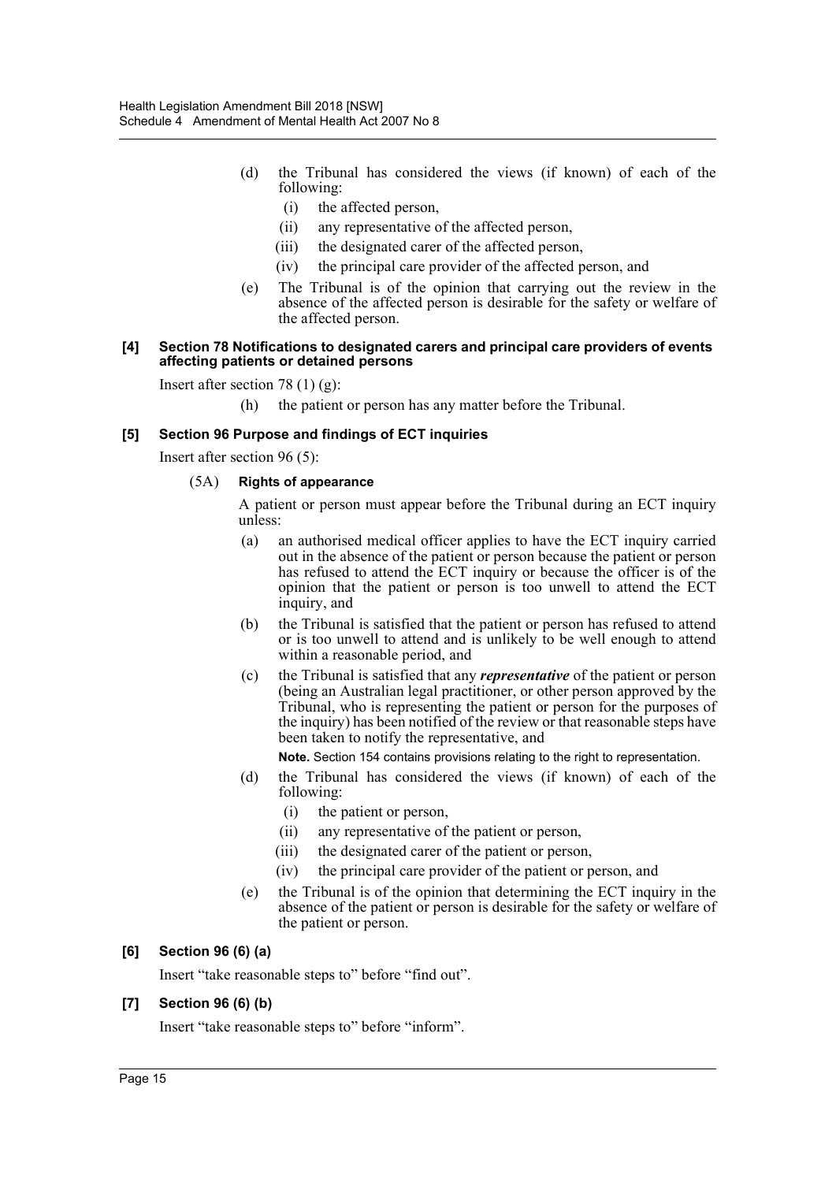(d) the Tribunal has considered the views (if known) of each of the following:

(i) the affected person,

(ii) any representative of the affected person,

(iii) the designated carer of the affected person,

(iv) the principal care provider of the affected person, and

(e) The Tribunal is of the opinion that carrying out the review in the absence of the affected person is desirable for the safety or welfare of the affected person.

#### [4] Section 78 Notifications to designated carers and principal care providers of events affecting patients or detained persons

Insert after section 78 (1) (g):

(h) the patient or person has any matter before the Tribunal.

#### [5] Section 96 Purpose and findings of ECT inquiries

Insert after section 96 (5):

(5A) **Rights of appearance**

A patient or person must appear before the Tribunal during an ECT inquiry unless:

(a) an authorised medical officer applies to have the ECT inquiry carried out in the absence of the patient or person because the patient or person has refused to attend the ECT inquiry or because the officer is of the opinion that the patient or person is too unwell to attend the ECT inquiry, and

(b) the Tribunal is satisfied that the patient or person has refused to attend or is too unwell to attend and is unlikely to be well enough to attend within a reasonable period, and

(c) the Tribunal is satisfied that any ***representative*** of the patient or person (being an Australian legal practitioner, or other person approved by the Tribunal, who is representing the patient or person for the purposes of the inquiry) has been notified of the review or that reasonable steps have been taken to notify the representative, and

**Note.** Section 154 contains provisions relating to the right to representation.

(d) the Tribunal has considered the views (if known) of each of the following:

(i) the patient or person,

(ii) any representative of the patient or person,

(iii) the designated carer of the patient or person,

(iv) the principal care provider of the patient or person, and

(e) the Tribunal is of the opinion that determining the ECT inquiry in the absence of the patient or person is desirable for the safety or welfare of the patient or person.

#### [6] Section 96 (6) (a)

Insert "take reasonable steps to" before "find out".

#### [7] Section 96 (6) (b)

Insert "take reasonable steps to" before "inform".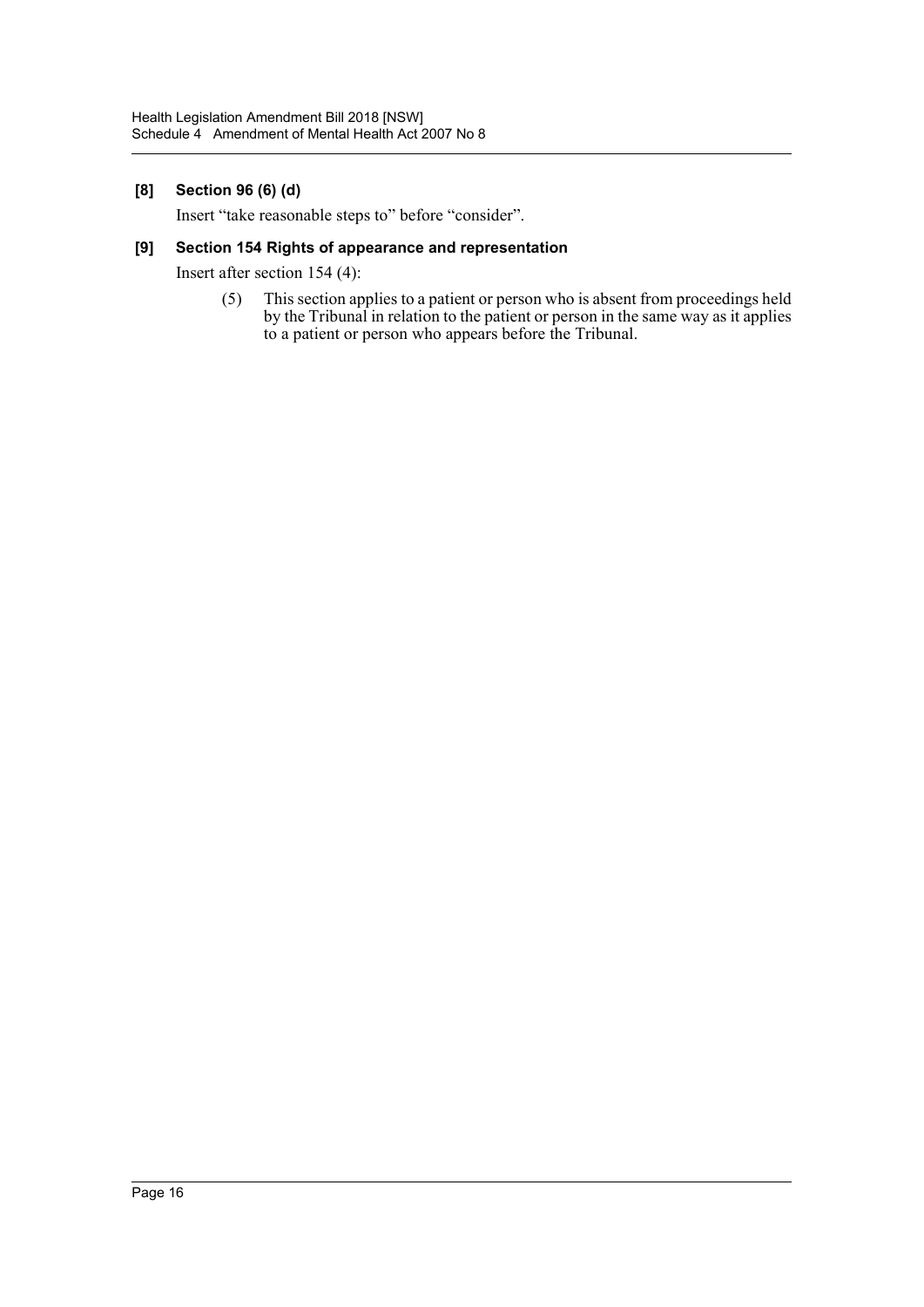**[8] Section 96 (6) (d)**

Insert "take reasonable steps to" before "consider".

**[9] Section 154 Rights of appearance and representation**

Insert after section 154 (4):

> (5) This section applies to a patient or person who is absent from proceedings held by the Tribunal in relation to the patient or person in the same way as it applies to a patient or person who appears before the Tribunal.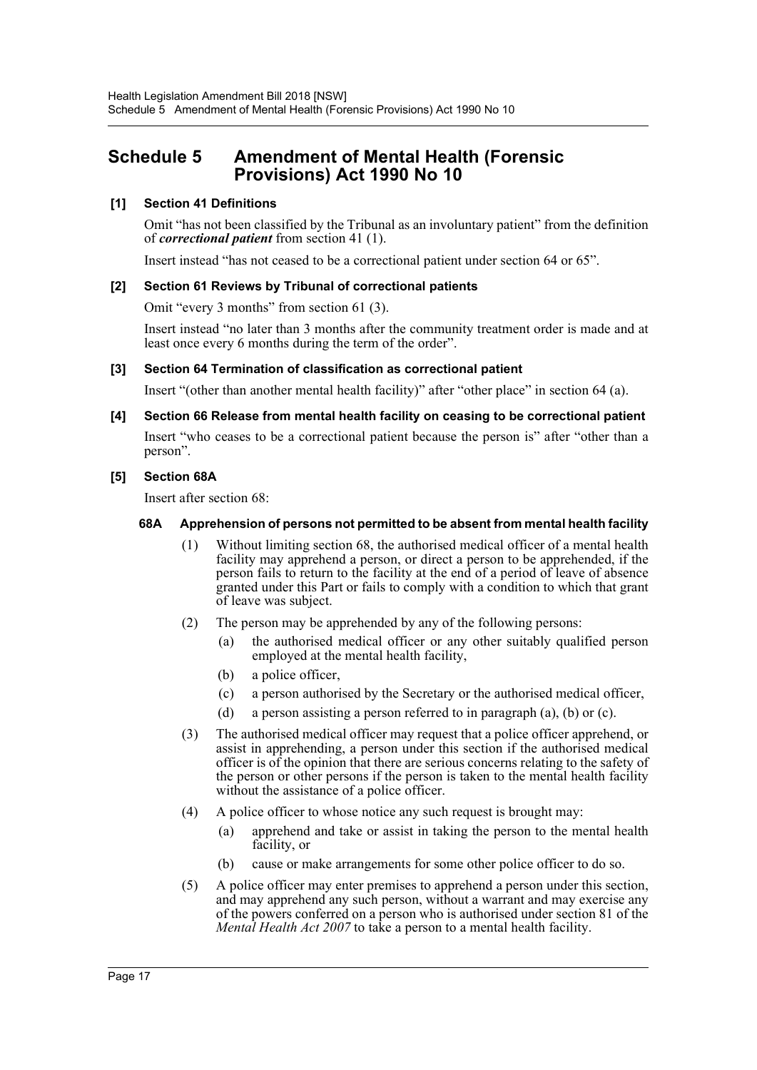# Schedule 5 Amendment of Mental Health (Forensic Provisions) Act 1990 No 10

### [1] Section 41 Definitions

Omit "has not been classified by the Tribunal as an involuntary patient" from the definition of ***correctional patient*** from section 41 (1).

Insert instead "has not ceased to be a correctional patient under section 64 or 65".

### [2] Section 61 Reviews by Tribunal of correctional patients

Omit "every 3 months" from section 61 (3).

Insert instead "no later than 3 months after the community treatment order is made and at least once every 6 months during the term of the order".

### [3] Section 64 Termination of classification as correctional patient

Insert "(other than another mental health facility)" after "other place" in section 64 (a).

### [4] Section 66 Release from mental health facility on ceasing to be correctional patient

Insert "who ceases to be a correctional patient because the person is" after "other than a person".

### [5] Section 68A

Insert after section 68:

#### 68A Apprehension of persons not permitted to be absent from mental health facility

(1) Without limiting section 68, the authorised medical officer of a mental health facility may apprehend a person, or direct a person to be apprehended, if the person fails to return to the facility at the end of a period of leave of absence granted under this Part or fails to comply with a condition to which that grant of leave was subject.

(2) The person may be apprehended by any of the following persons:

- (a) the authorised medical officer or any other suitably qualified person employed at the mental health facility,
- (b) a police officer,
- (c) a person authorised by the Secretary or the authorised medical officer,
- (d) a person assisting a person referred to in paragraph (a), (b) or (c).

(3) The authorised medical officer may request that a police officer apprehend, or assist in apprehending, a person under this section if the authorised medical officer is of the opinion that there are serious concerns relating to the safety of the person or other persons if the person is taken to the mental health facility without the assistance of a police officer.

(4) A police officer to whose notice any such request is brought may:

- (a) apprehend and take or assist in taking the person to the mental health facility, or
- (b) cause or make arrangements for some other police officer to do so.

(5) A police officer may enter premises to apprehend a person under this section, and may apprehend any such person, without a warrant and may exercise any of the powers conferred on a person who is authorised under section 81 of the *Mental Health Act 2007* to take a person to a mental health facility.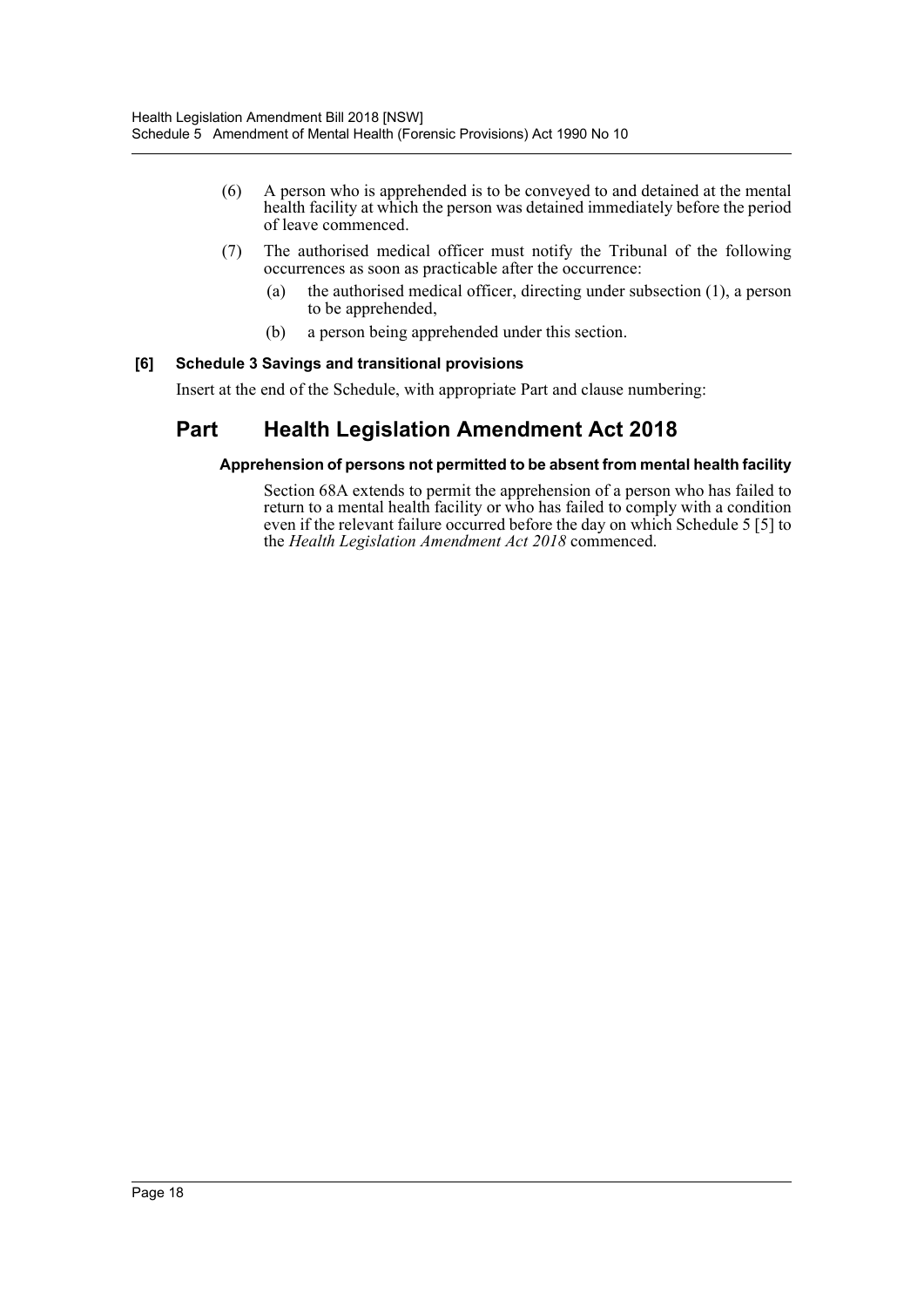(6) A person who is apprehended is to be conveyed to and detained at the mental health facility at which the person was detained immediately before the period of leave commenced.

(7) The authorised medical officer must notify the Tribunal of the following occurrences as soon as practicable after the occurrence:

(a) the authorised medical officer, directing under subsection (1), a person to be apprehended,

(b) a person being apprehended under this section.

**[6] Schedule 3 Savings and transitional provisions**

Insert at the end of the Schedule, with appropriate Part and clause numbering:

## Part Health Legislation Amendment Act 2018

#### Apprehension of persons not permitted to be absent from mental health facility

Section 68A extends to permit the apprehension of a person who has failed to return to a mental health facility or who has failed to comply with a condition even if the relevant failure occurred before the day on which Schedule 5 [5] to the *Health Legislation Amendment Act 2018* commenced.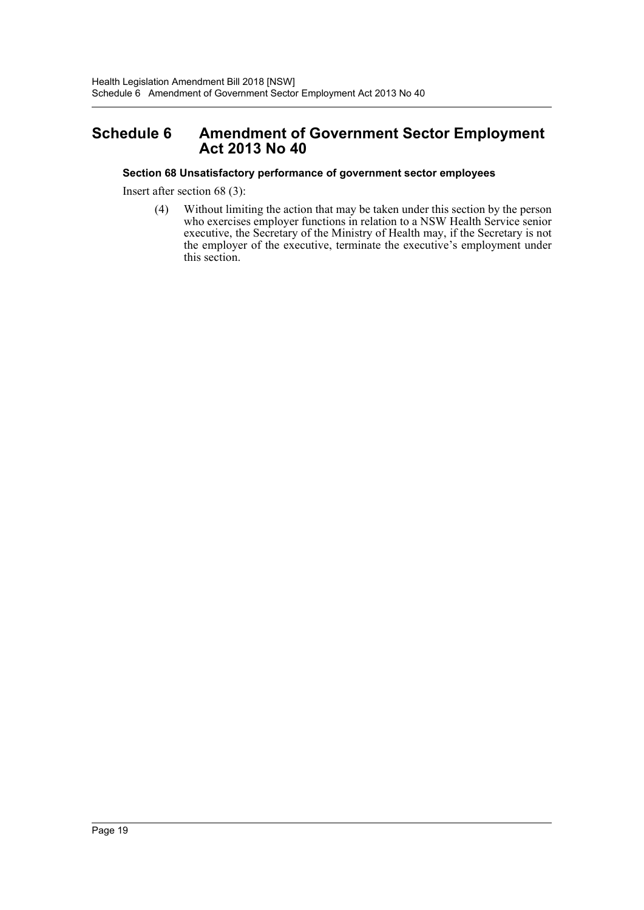# Schedule 6 Amendment of Government Sector Employment Act 2013 No 40

### Section 68 Unsatisfactory performance of government sector employees

Insert after section 68 (3):

(4) Without limiting the action that may be taken under this section by the person who exercises employer functions in relation to a NSW Health Service senior executive, the Secretary of the Ministry of Health may, if the Secretary is not the employer of the executive, terminate the executive's employment under this section.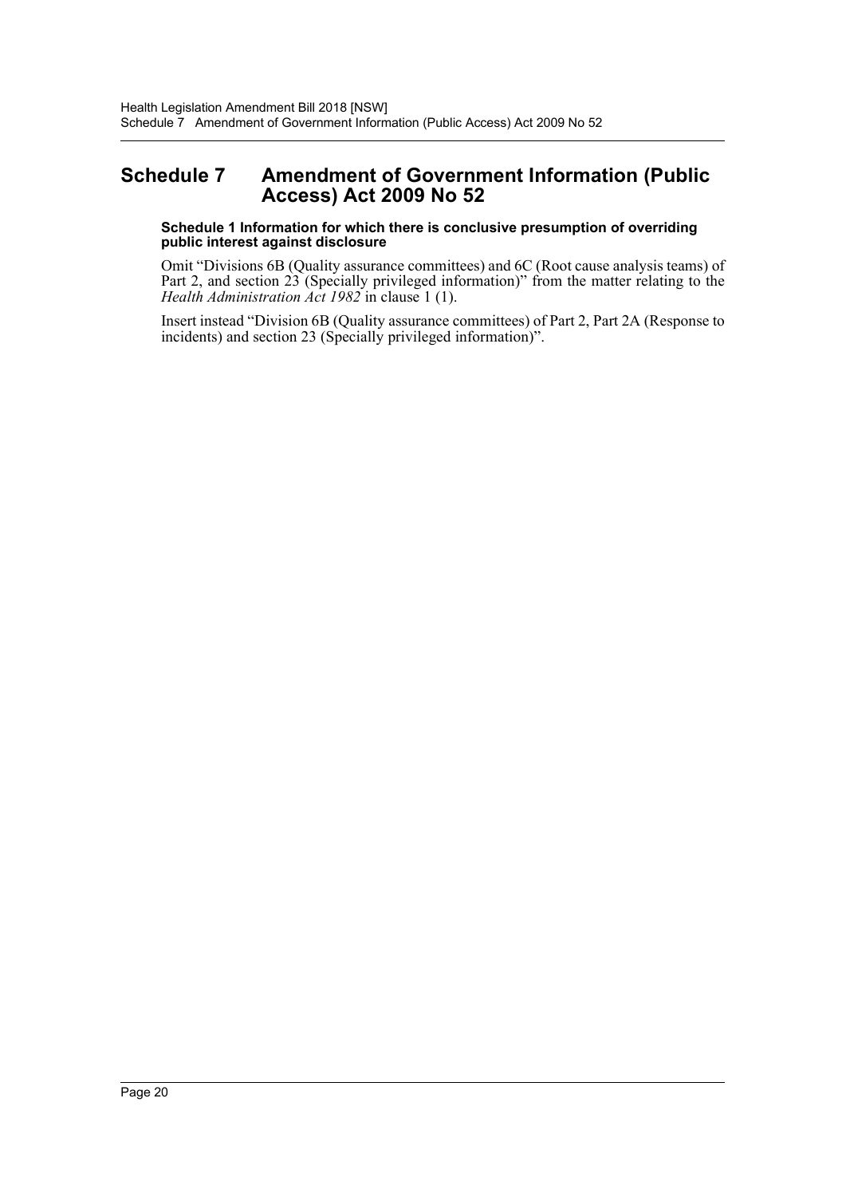# Schedule 7 Amendment of Government Information (Public Access) Act 2009 No 52

**Schedule 1 Information for which there is conclusive presumption of overriding public interest against disclosure**

Omit "Divisions 6B (Quality assurance committees) and 6C (Root cause analysis teams) of Part 2, and section 23 (Specially privileged information)" from the matter relating to the *Health Administration Act 1982* in clause 1 (1).

Insert instead "Division 6B (Quality assurance committees) of Part 2, Part 2A (Response to incidents) and section 23 (Specially privileged information)".